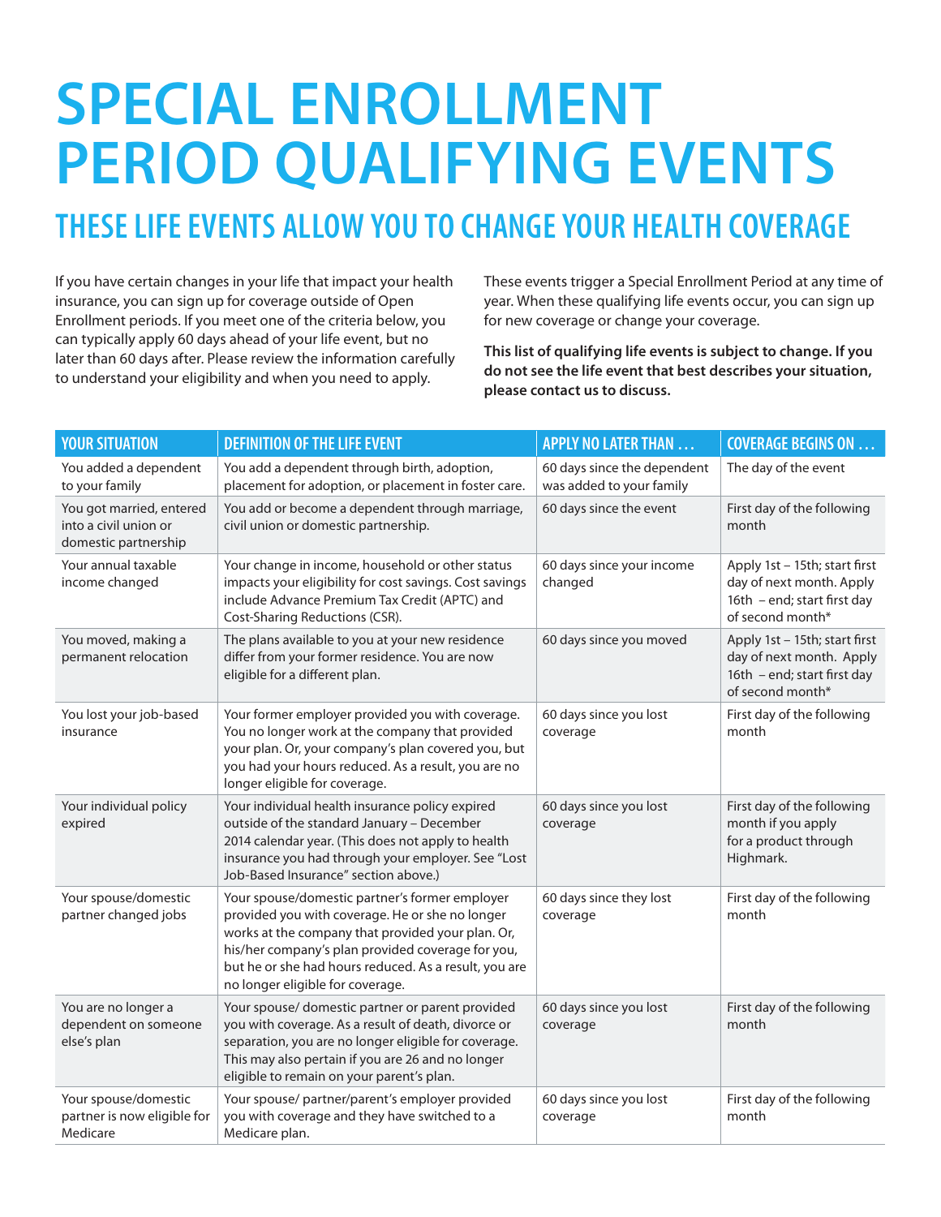# SPECIAL ENROLLMENT PERIOD QUALIFYING EVENTS

## THESE LIFE EVENTS ALLOW YOU TO CHANGE YOUR HEALTH COVERAGE

If you have certain changes in your life that impact your health insurance, you can sign up for coverage outside of Open Enrollment periods. If you meet one of the criteria below, you can typically apply 60 days ahead of your life event, but no later than 60 days after. Please review the information carefully to understand your eligibility and when you need to apply.

These events trigger a Special Enrollment Period at any time of year. When these qualifying life events occur, you can sign up for new coverage or change your coverage.

**This list of qualifying life events is subject to change. If you do not see the life event that best describes your situation, please contact us to discuss.**

| YOUR SITUATION | DEFINITION OF THE LIFE EVENT | APPLY NO LATER THAN … | COVERAGE BEGINS ON … |
|---|---|---|---|
| You added a dependent to your family | You add a dependent through birth, adoption, placement for adoption, or placement in foster care. | 60 days since the dependent was added to your family | The day of the event |
| You got married, entered into a civil union or domestic partnership | You add or become a dependent through marriage, civil union or domestic partnership. | 60 days since the event | First day of the following month |
| Your annual taxable income changed | Your change in income, household or other status impacts your eligibility for cost savings. Cost savings include Advance Premium Tax Credit (APTC) and Cost-Sharing Reductions (CSR). | 60 days since your income changed | Apply 1st – 15th; start first day of next month. Apply 16th – end; start first day of second month* |
| You moved, making a permanent relocation | The plans available to you at your new residence differ from your former residence. You are now eligible for a different plan. | 60 days since you moved | Apply 1st – 15th; start first day of next month. Apply 16th – end; start first day of second month* |
| You lost your job-based insurance | Your former employer provided you with coverage. You no longer work at the company that provided your plan. Or, your company's plan covered you, but you had your hours reduced. As a result, you are no longer eligible for coverage. | 60 days since you lost coverage | First day of the following month |
| Your individual policy expired | Your individual health insurance policy expired outside of the standard January – December 2014 calendar year. (This does not apply to health insurance you had through your employer. See "Lost Job-Based Insurance" section above.) | 60 days since you lost coverage | First day of the following month if you apply for a product through Highmark. |
| Your spouse/domestic partner changed jobs | Your spouse/domestic partner's former employer provided you with coverage. He or she no longer works at the company that provided your plan. Or, his/her company's plan provided coverage for you, but he or she had hours reduced. As a result, you are no longer eligible for coverage. | 60 days since they lost coverage | First day of the following month |
| You are no longer a dependent on someone else's plan | Your spouse/ domestic partner or parent provided you with coverage. As a result of death, divorce or separation, you are no longer eligible for coverage. This may also pertain if you are 26 and no longer eligible to remain on your parent's plan. | 60 days since you lost coverage | First day of the following month |
| Your spouse/domestic partner is now eligible for Medicare | Your spouse/ partner/parent's employer provided you with coverage and they have switched to a Medicare plan. | 60 days since you lost coverage | First day of the following month |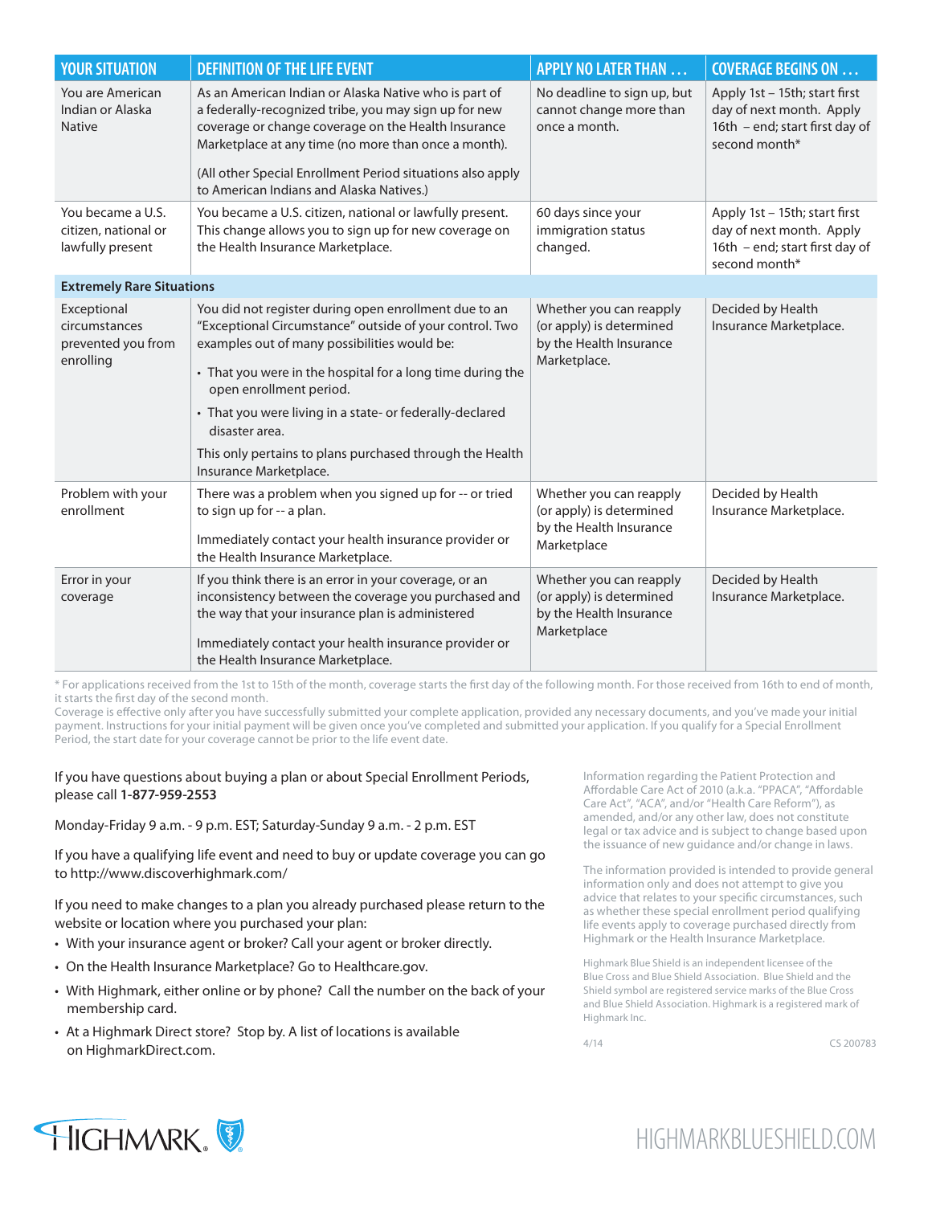| YOUR SITUATION | DEFINITION OF THE LIFE EVENT | APPLY NO LATER THAN … | COVERAGE BEGINS ON … |
|---|---|---|---|
| You are American Indian or Alaska Native | As an American Indian or Alaska Native who is part of a federally-recognized tribe, you may sign up for new coverage or change coverage on the Health Insurance Marketplace at any time (no more than once a month).<br><br>(All other Special Enrollment Period situations also apply to American Indians and Alaska Natives.) | No deadline to sign up, but cannot change more than once a month. | Apply 1st – 15th; start first day of next month. Apply 16th – end; start first day of second month* |
| You became a U.S. citizen, national or lawfully present | You became a U.S. citizen, national or lawfully present. This change allows you to sign up for new coverage on the Health Insurance Marketplace. | 60 days since your immigration status changed. | Apply 1st – 15th; start first day of next month. Apply 16th – end; start first day of second month* |
| **Extremely Rare Situations** | | | |
| Exceptional circumstances prevented you from enrolling | You did not register during open enrollment due to an "Exceptional Circumstance" outside of your control. Two examples out of many possibilities would be:<br>• That you were in the hospital for a long time during the open enrollment period.<br>• That you were living in a state- or federally-declared disaster area.<br>This only pertains to plans purchased through the Health Insurance Marketplace. | Whether you can reapply (or apply) is determined by the Health Insurance Marketplace. | Decided by Health Insurance Marketplace. |
| Problem with your enrollment | There was a problem when you signed up for -- or tried to sign up for -- a plan.<br><br>Immediately contact your health insurance provider or the Health Insurance Marketplace. | Whether you can reapply (or apply) is determined by the Health Insurance Marketplace | Decided by Health Insurance Marketplace. |
| Error in your coverage | If you think there is an error in your coverage, or an inconsistency between the coverage you purchased and the way that your insurance plan is administered<br><br>Immediately contact your health insurance provider or the Health Insurance Marketplace. | Whether you can reapply (or apply) is determined by the Health Insurance Marketplace | Decided by Health Insurance Marketplace. |

\* For applications received from the 1st to 15th of the month, coverage starts the first day of the following month. For those received from 16th to end of month, it starts the first day of the second month.
Coverage is effective only after you have successfully submitted your complete application, provided any necessary documents, and you've made your initial payment. Instructions for your initial payment will be given once you've completed and submitted your application. If you qualify for a Special Enrollment Period, the start date for your coverage cannot be prior to the life event date.

If you have questions about buying a plan or about Special Enrollment Periods, please call **1-877-959-2553**

Monday-Friday 9 a.m. - 9 p.m. EST; Saturday-Sunday 9 a.m. - 2 p.m. EST

If you have a qualifying life event and need to buy or update coverage you can go to http://www.discoverhighmark.com/

If you need to make changes to a plan you already purchased please return to the website or location where you purchased your plan:

- With your insurance agent or broker? Call your agent or broker directly.
- On the Health Insurance Marketplace? Go to Healthcare.gov.
- With Highmark, either online or by phone? Call the number on the back of your membership card.
- At a Highmark Direct store? Stop by. A list of locations is available on HighmarkDirect.com.

Information regarding the Patient Protection and Affordable Care Act of 2010 (a.k.a. "PPACA", "Affordable Care Act", "ACA", and/or "Health Care Reform"), as amended, and/or any other law, does not constitute legal or tax advice and is subject to change based upon the issuance of new guidance and/or change in laws.

The information provided is intended to provide general information only and does not attempt to give you advice that relates to your specific circumstances, such as whether these special enrollment period qualifying life events apply to coverage purchased directly from Highmark or the Health Insurance Marketplace.

Highmark Blue Shield is an independent licensee of the Blue Cross and Blue Shield Association. Blue Shield and the Shield symbol are registered service marks of the Blue Cross and Blue Shield Association. Highmark is a registered mark of Highmark Inc.

4/14 CS 200783

HIGHMARK.

HIGHMARKBLUESHIELD.COM